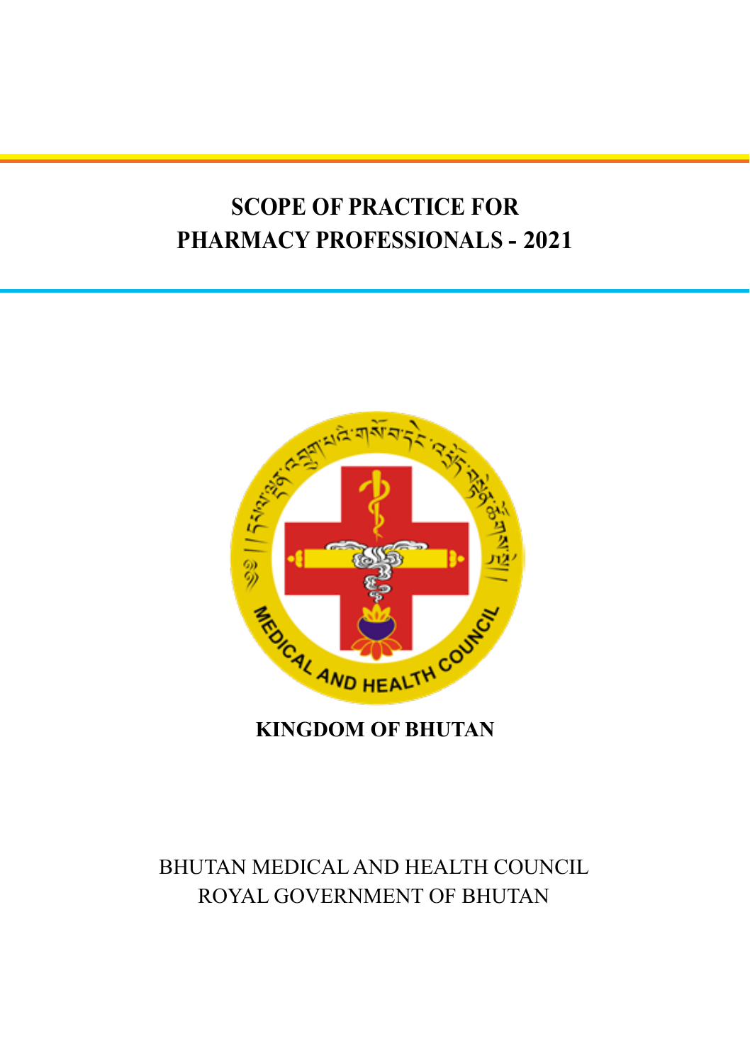# SCOPE OF PRACTICE FOR PHARMACY PROFESSIONALS - 2021

**KINGDOM OF BHUTAN**

BHUTAN MEDICAL AND HEALTH COUNCIL
ROYAL GOVERNMENT OF BHUTAN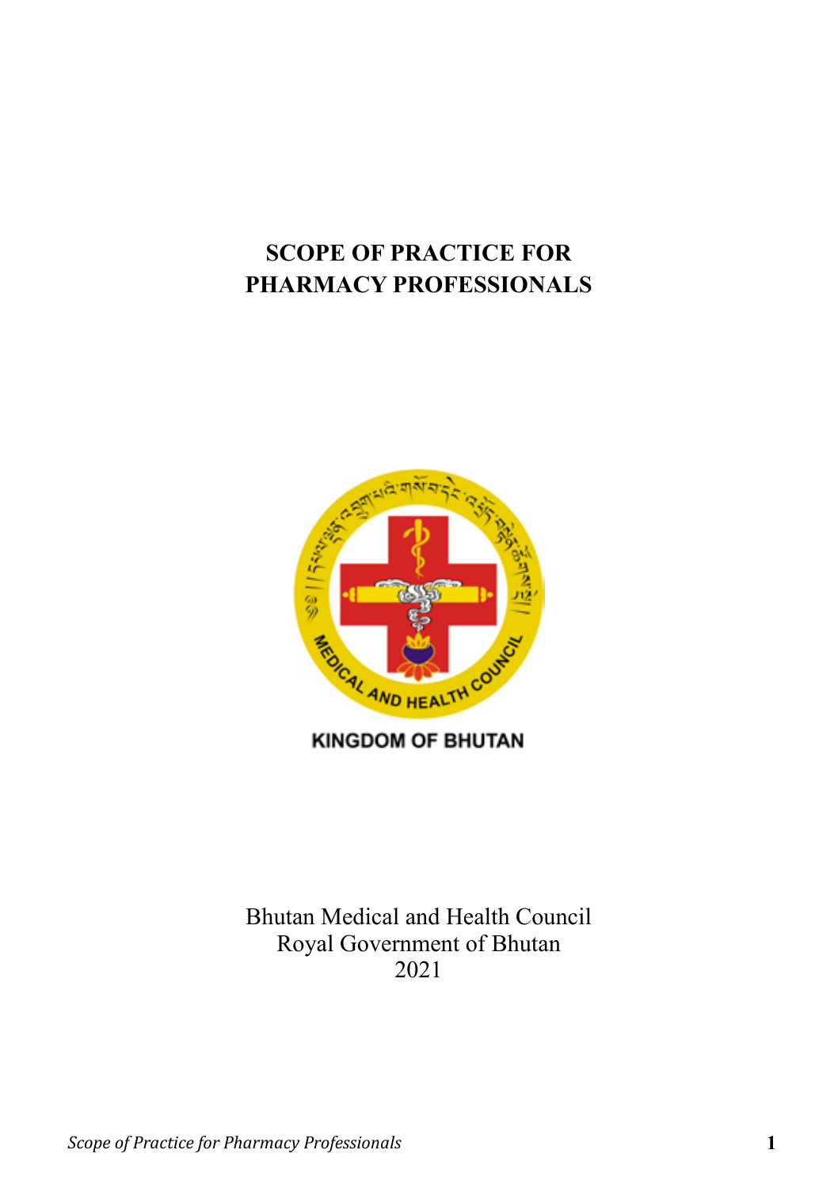# SCOPE OF PRACTICE FOR PHARMACY PROFESSIONALS

KINGDOM OF BHUTAN

Bhutan Medical and Health Council
Royal Government of Bhutan
2021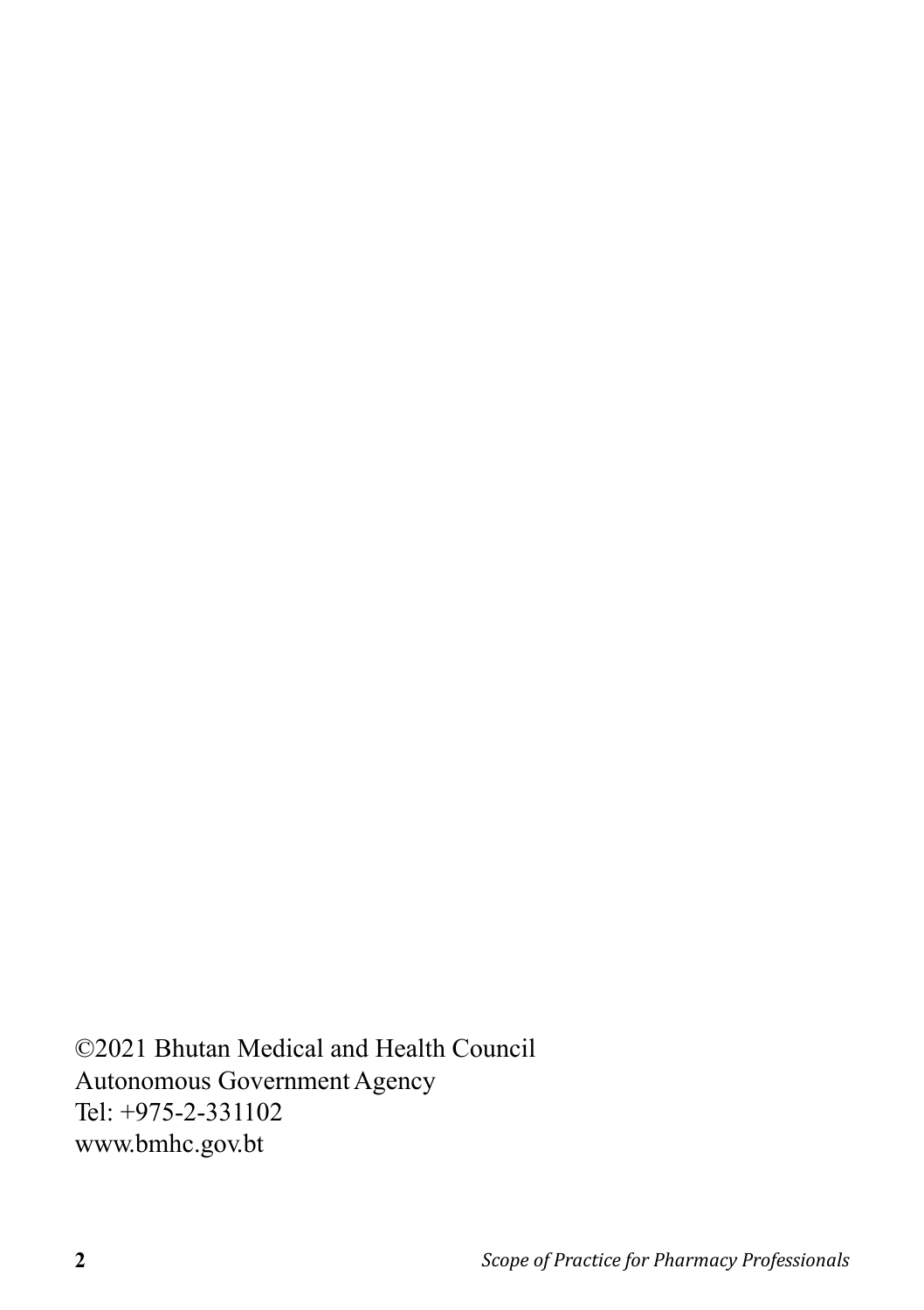©2021 Bhutan Medical and Health Council
Autonomous Government Agency
Tel: +975-2-331102
www.bmhc.gov.bt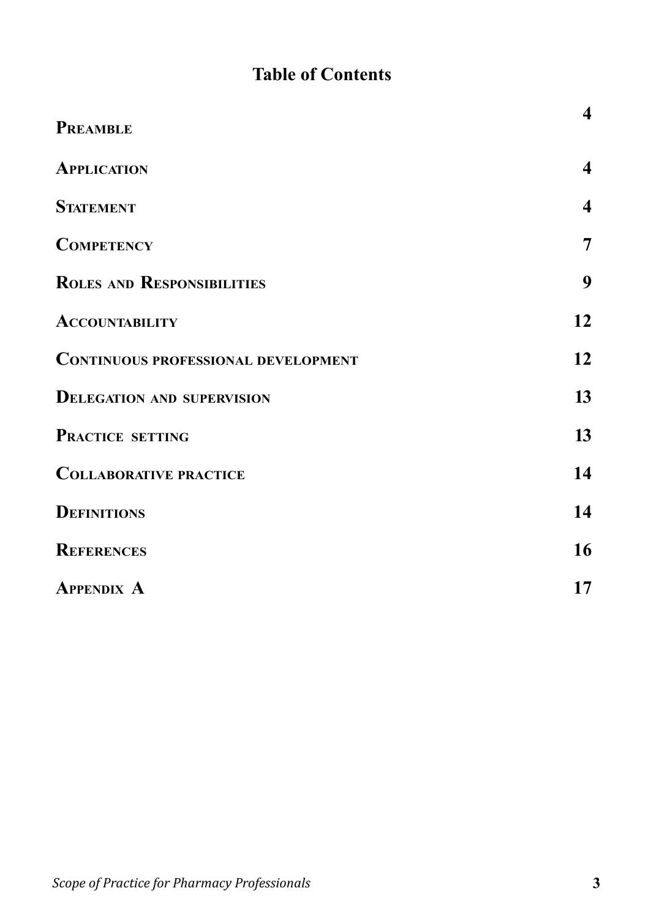# Table of Contents

| | |
|---|---|
| **Preamble** | **4** |
| **Application** | **4** |
| **Statement** | **4** |
| **Competency** | **7** |
| **Roles and Responsibilities** | **9** |
| **Accountability** | **12** |
| **Continuous professional development** | **12** |
| **Delegation and supervision** | **13** |
| **Practice setting** | **13** |
| **Collaborative practice** | **14** |
| **Definitions** | **14** |
| **References** | **16** |
| **Appendix A** | **17** |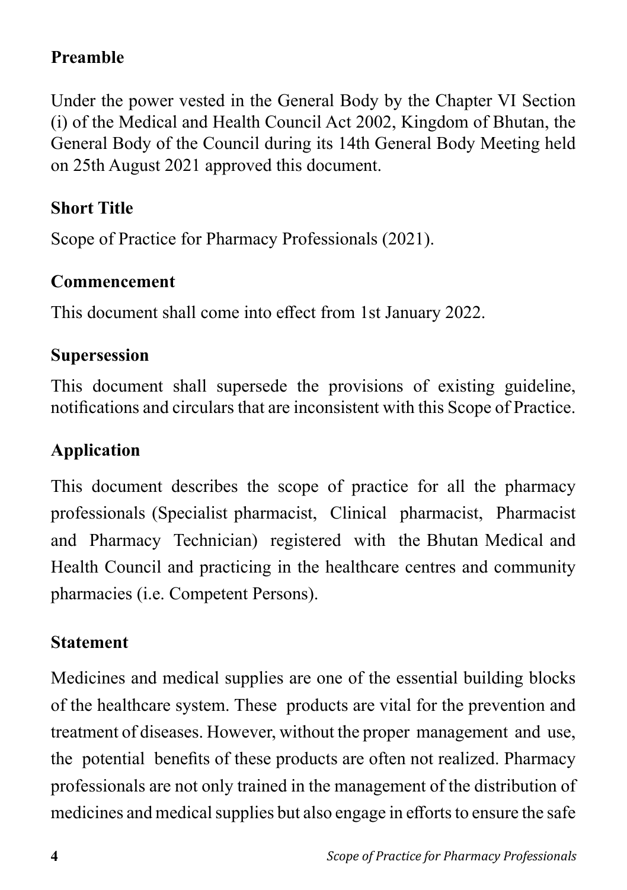## Preamble

Under the power vested in the General Body by the Chapter VI Section (i) of the Medical and Health Council Act 2002, Kingdom of Bhutan, the General Body of the Council during its 14th General Body Meeting held on 25th August 2021 approved this document.

## Short Title

Scope of Practice for Pharmacy Professionals (2021).

## Commencement

This document shall come into effect from 1st January 2022.

## Supersession

This document shall supersede the provisions of existing guideline, notifications and circulars that are inconsistent with this Scope of Practice.

## Application

This document describes the scope of practice for all the pharmacy professionals (Specialist pharmacist, Clinical pharmacist, Pharmacist and Pharmacy Technician) registered with the Bhutan Medical and Health Council and practicing in the healthcare centres and community pharmacies (i.e. Competent Persons).

## Statement

Medicines and medical supplies are one of the essential building blocks of the healthcare system. These products are vital for the prevention and treatment of diseases. However, without the proper management and use, the potential benefits of these products are often not realized. Pharmacy professionals are not only trained in the management of the distribution of medicines and medical supplies but also engage in efforts to ensure the safe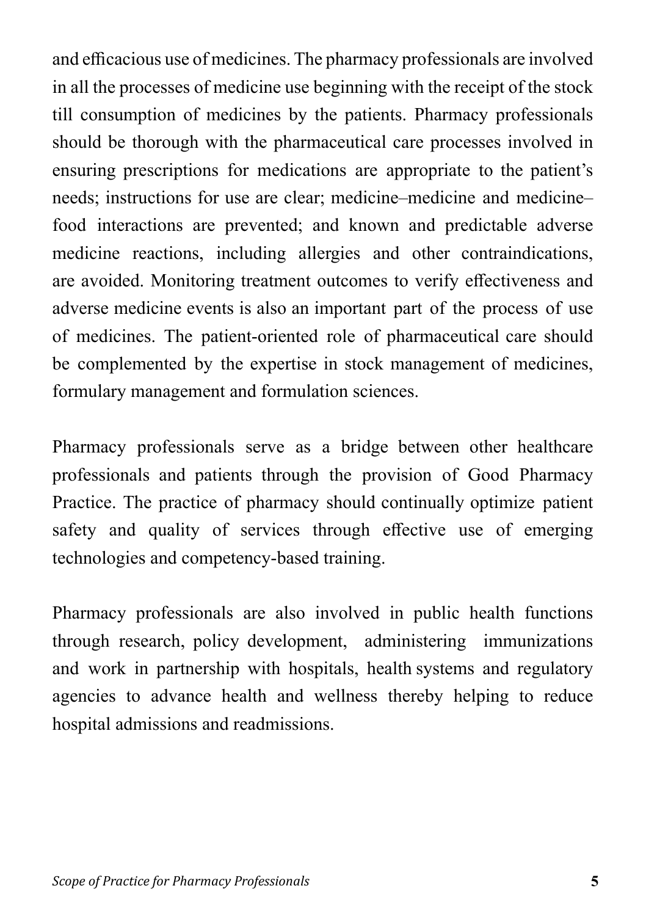and efficacious use of medicines. The pharmacy professionals are involved in all the processes of medicine use beginning with the receipt of the stock till consumption of medicines by the patients. Pharmacy professionals should be thorough with the pharmaceutical care processes involved in ensuring prescriptions for medications are appropriate to the patient's needs; instructions for use are clear; medicine–medicine and medicine–food interactions are prevented; and known and predictable adverse medicine reactions, including allergies and other contraindications, are avoided. Monitoring treatment outcomes to verify effectiveness and adverse medicine events is also an important part of the process of use of medicines. The patient-oriented role of pharmaceutical care should be complemented by the expertise in stock management of medicines, formulary management and formulation sciences.

Pharmacy professionals serve as a bridge between other healthcare professionals and patients through the provision of Good Pharmacy Practice. The practice of pharmacy should continually optimize patient safety and quality of services through effective use of emerging technologies and competency-based training.

Pharmacy professionals are also involved in public health functions through research, policy development, administering immunizations and work in partnership with hospitals, health systems and regulatory agencies to advance health and wellness thereby helping to reduce hospital admissions and readmissions.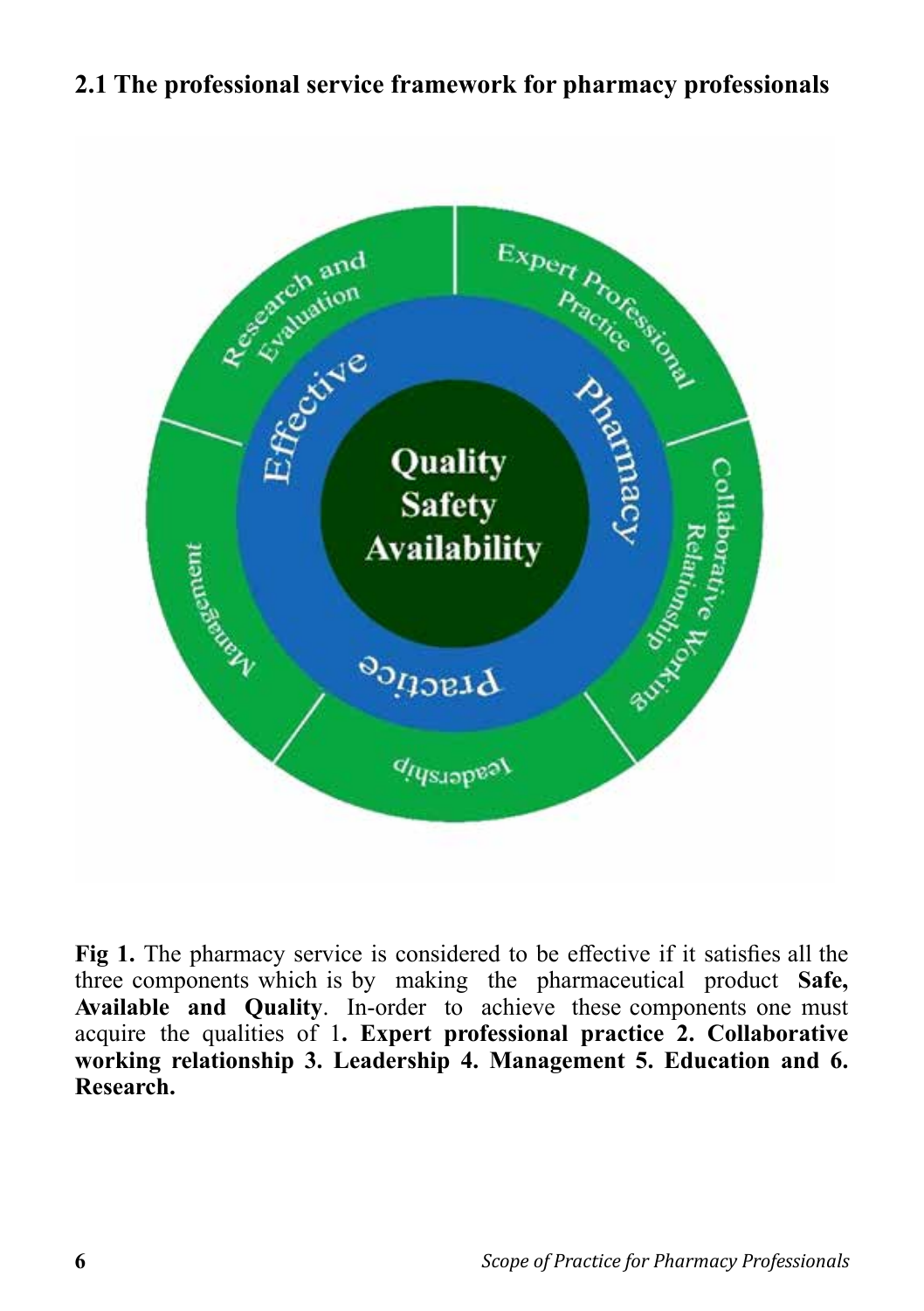## 2.1 The professional service framework for pharmacy professionals

**Fig 1.** The pharmacy service is considered to be effective if it satisfies all the three components which is by making the pharmaceutical product **Safe, Available and Quality**. In-order to achieve these components one must acquire the qualities of 1**. Expert professional practice 2. Collaborative working relationship 3. Leadership 4. Management 5. Education and 6. Research.**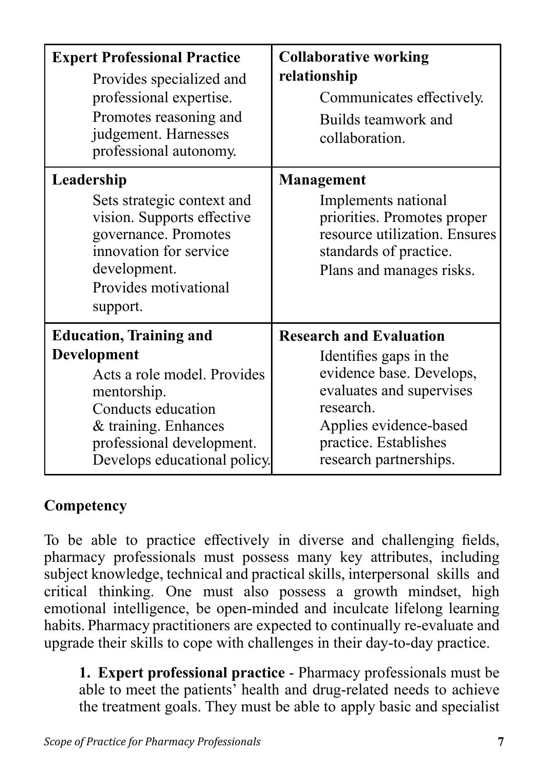| **Expert Professional Practice**<br>Provides specialized and professional expertise.<br>Promotes reasoning and judgement. Harnesses professional autonomy. | **Collaborative working relationship**<br>Communicates effectively.<br>Builds teamwork and collaboration. |
|---|---|
| **Leadership**<br>Sets strategic context and vision. Supports effective governance. Promotes innovation for service development.<br>Provides motivational support. | **Management**<br>Implements national priorities. Promotes proper resource utilization. Ensures standards of practice.<br>Plans and manages risks. |
| **Education, Training and Development**<br>Acts a role model. Provides mentorship.<br>Conducts education & training. Enhances professional development. Develops educational policy. | **Research and Evaluation**<br>Identifies gaps in the evidence base. Develops, evaluates and supervises research.<br>Applies evidence-based practice. Establishes research partnerships. |

**Competency**

To be able to practice effectively in diverse and challenging fields, pharmacy professionals must possess many key attributes, including subject knowledge, technical and practical skills, interpersonal skills and critical thinking. One must also possess a growth mindset, high emotional intelligence, be open-minded and inculcate lifelong learning habits. Pharmacy practitioners are expected to continually re-evaluate and upgrade their skills to cope with challenges in their day-to-day practice.

1. **Expert professional practice** - Pharmacy professionals must be able to meet the patients' health and drug-related needs to achieve the treatment goals. They must be able to apply basic and specialist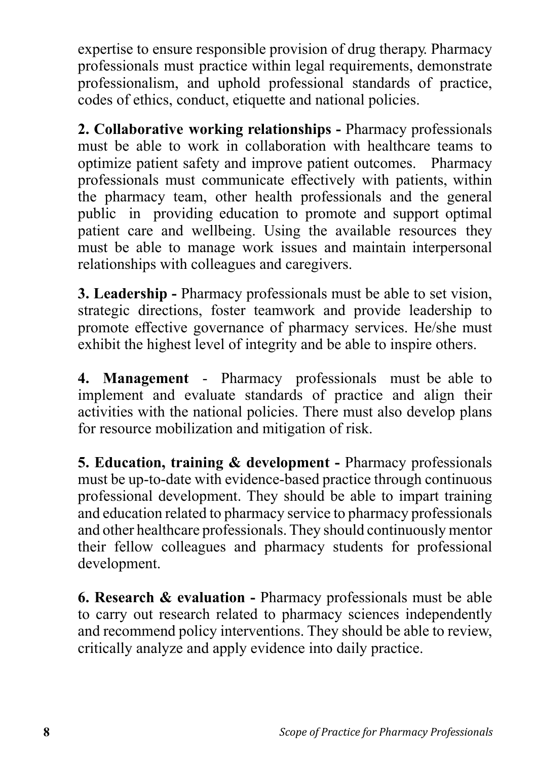expertise to ensure responsible provision of drug therapy. Pharmacy professionals must practice within legal requirements, demonstrate professionalism, and uphold professional standards of practice, codes of ethics, conduct, etiquette and national policies.

**2. Collaborative working relationships -** Pharmacy professionals must be able to work in collaboration with healthcare teams to optimize patient safety and improve patient outcomes. Pharmacy professionals must communicate effectively with patients, within the pharmacy team, other health professionals and the general public in providing education to promote and support optimal patient care and wellbeing. Using the available resources they must be able to manage work issues and maintain interpersonal relationships with colleagues and caregivers.

**3. Leadership -** Pharmacy professionals must be able to set vision, strategic directions, foster teamwork and provide leadership to promote effective governance of pharmacy services. He/she must exhibit the highest level of integrity and be able to inspire others.

**4. Management** - Pharmacy professionals must be able to implement and evaluate standards of practice and align their activities with the national policies. There must also develop plans for resource mobilization and mitigation of risk.

**5. Education, training & development -** Pharmacy professionals must be up-to-date with evidence-based practice through continuous professional development. They should be able to impart training and education related to pharmacy service to pharmacy professionals and other healthcare professionals. They should continuously mentor their fellow colleagues and pharmacy students for professional development.

**6. Research & evaluation -** Pharmacy professionals must be able to carry out research related to pharmacy sciences independently and recommend policy interventions. They should be able to review, critically analyze and apply evidence into daily practice.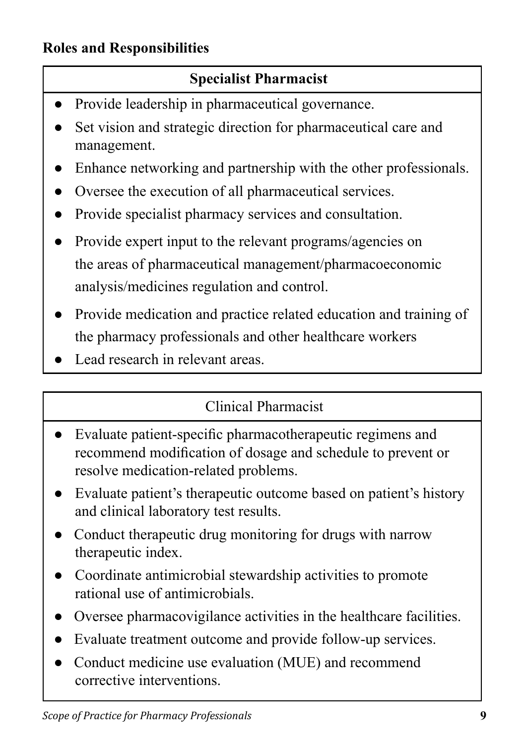## Roles and Responsibilities

### Specialist Pharmacist

- Provide leadership in pharmaceutical governance.
- Set vision and strategic direction for pharmaceutical care and management.
- Enhance networking and partnership with the other professionals.
- Oversee the execution of all pharmaceutical services.
- Provide specialist pharmacy services and consultation.
- Provide expert input to the relevant programs/agencies on the areas of pharmaceutical management/pharmacoeconomic analysis/medicines regulation and control.
- Provide medication and practice related education and training of the pharmacy professionals and other healthcare workers
- Lead research in relevant areas.

### Clinical Pharmacist

- Evaluate patient-specific pharmacotherapeutic regimens and recommend modification of dosage and schedule to prevent or resolve medication-related problems.
- Evaluate patient's therapeutic outcome based on patient's history and clinical laboratory test results.
- Conduct therapeutic drug monitoring for drugs with narrow therapeutic index.
- Coordinate antimicrobial stewardship activities to promote rational use of antimicrobials.
- Oversee pharmacovigilance activities in the healthcare facilities.
- Evaluate treatment outcome and provide follow-up services.
- Conduct medicine use evaluation (MUE) and recommend corrective interventions.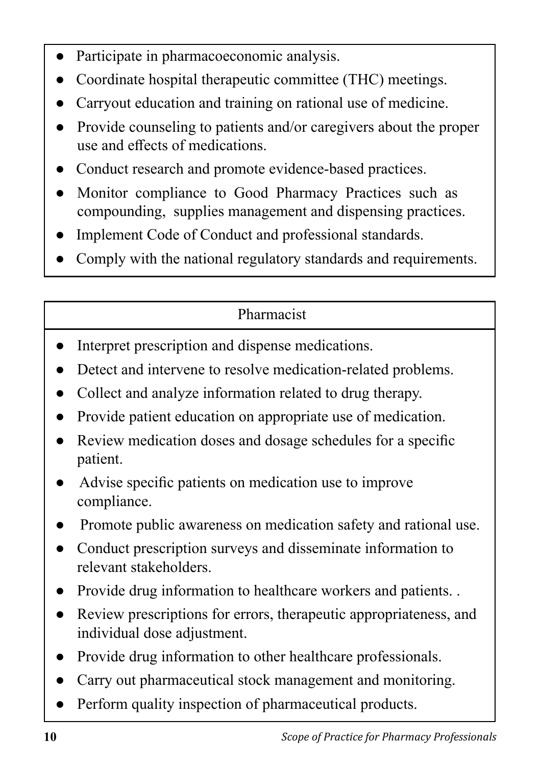- Participate in pharmacoeconomic analysis.
- Coordinate hospital therapeutic committee (THC) meetings.
- Carryout education and training on rational use of medicine.
- Provide counseling to patients and/or caregivers about the proper use and effects of medications.
- Conduct research and promote evidence-based practices.
- Monitor compliance to Good Pharmacy Practices such as compounding, supplies management and dispensing practices.
- Implement Code of Conduct and professional standards.
- Comply with the national regulatory standards and requirements.

| Pharmacist |
|---|
| ● Interpret prescription and dispense medications.<br>● Detect and intervene to resolve medication-related problems.<br>● Collect and analyze information related to drug therapy.<br>● Provide patient education on appropriate use of medication.<br>● Review medication doses and dosage schedules for a specific patient.<br>● Advise specific patients on medication use to improve compliance.<br>● Promote public awareness on medication safety and rational use.<br>● Conduct prescription surveys and disseminate information to relevant stakeholders.<br>● Provide drug information to healthcare workers and patients. .<br>● Review prescriptions for errors, therapeutic appropriateness, and individual dose adjustment.<br>● Provide drug information to other healthcare professionals.<br>● Carry out pharmaceutical stock management and monitoring.<br>● Perform quality inspection of pharmaceutical products. |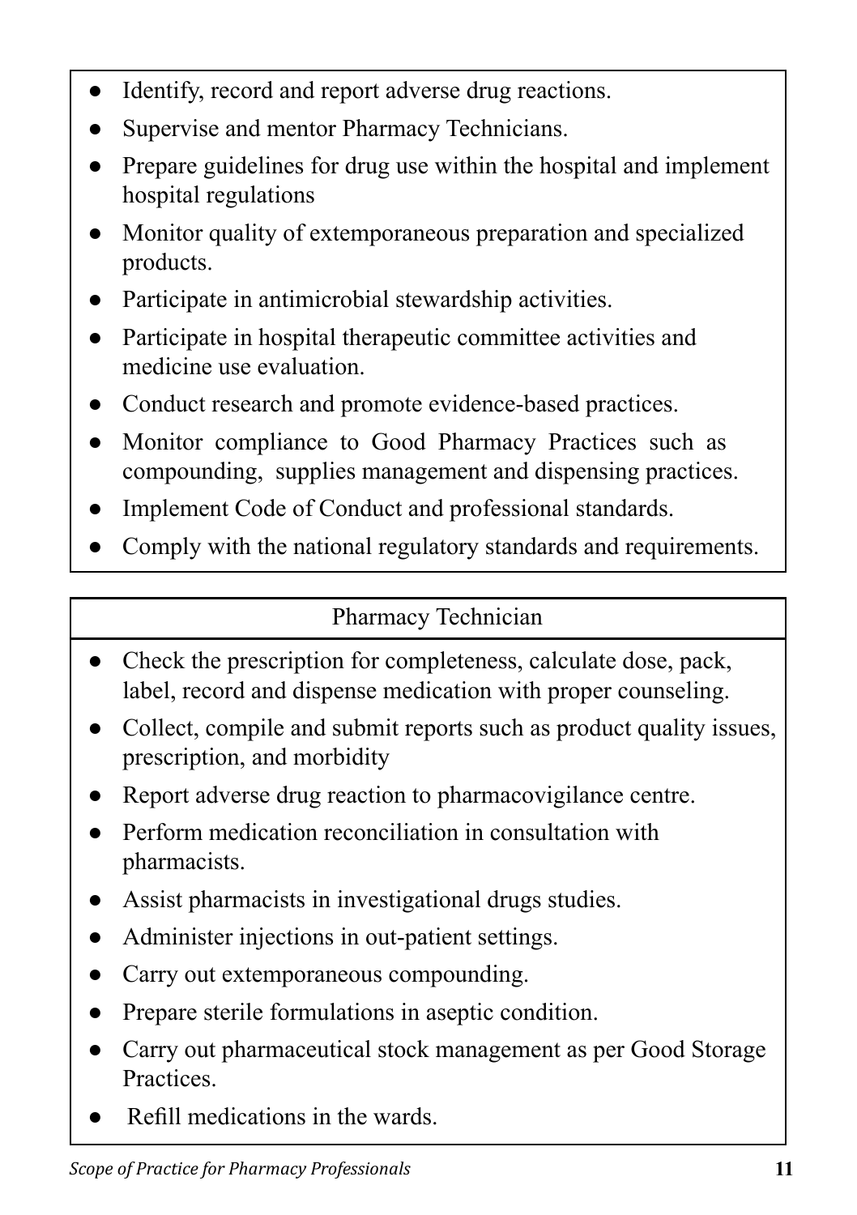- Identify, record and report adverse drug reactions.
- Supervise and mentor Pharmacy Technicians.
- Prepare guidelines for drug use within the hospital and implement hospital regulations
- Monitor quality of extemporaneous preparation and specialized products.
- Participate in antimicrobial stewardship activities.
- Participate in hospital therapeutic committee activities and medicine use evaluation.
- Conduct research and promote evidence-based practices.
- Monitor compliance to Good Pharmacy Practices such as compounding, supplies management and dispensing practices.
- Implement Code of Conduct and professional standards.
- Comply with the national regulatory standards and requirements.

### Pharmacy Technician

- Check the prescription for completeness, calculate dose, pack, label, record and dispense medication with proper counseling.
- Collect, compile and submit reports such as product quality issues, prescription, and morbidity
- Report adverse drug reaction to pharmacovigilance centre.
- Perform medication reconciliation in consultation with pharmacists.
- Assist pharmacists in investigational drugs studies.
- Administer injections in out-patient settings.
- Carry out extemporaneous compounding.
- Prepare sterile formulations in aseptic condition.
- Carry out pharmaceutical stock management as per Good Storage Practices.
- Refill medications in the wards.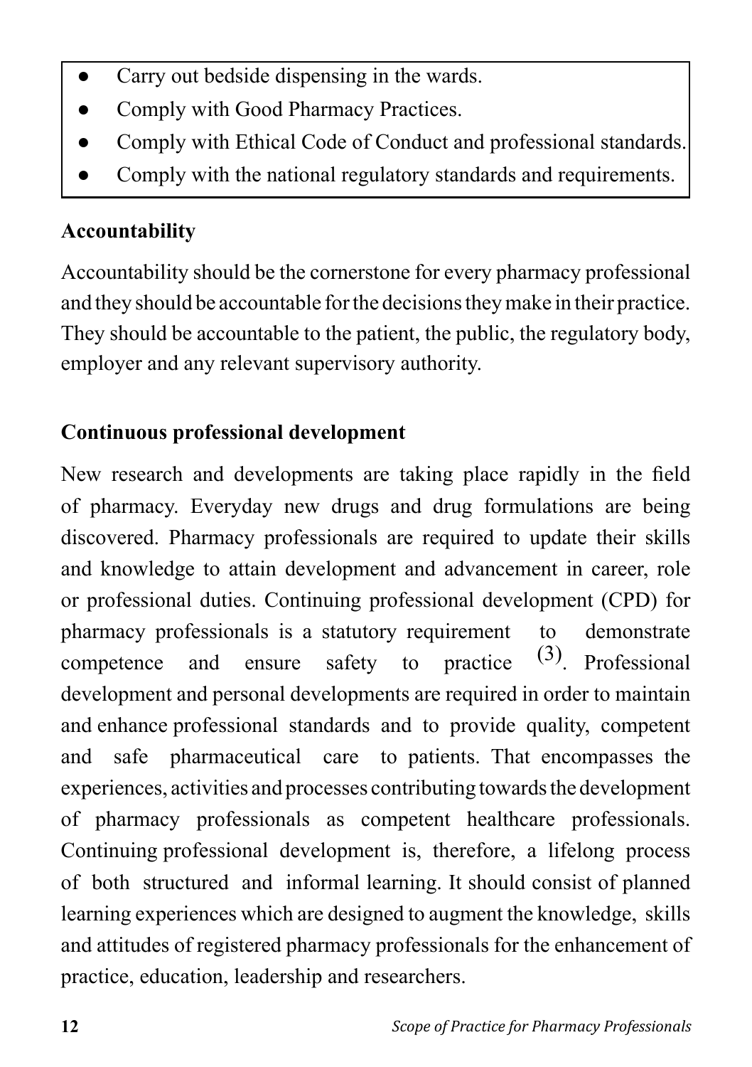- Carry out bedside dispensing in the wards.
- Comply with Good Pharmacy Practices.
- Comply with Ethical Code of Conduct and professional standards.
- Comply with the national regulatory standards and requirements.

**Accountability**

Accountability should be the cornerstone for every pharmacy professional and they should be accountable for the decisions they make in their practice. They should be accountable to the patient, the public, the regulatory body, employer and any relevant supervisory authority.

**Continuous professional development**

New research and developments are taking place rapidly in the field of pharmacy. Everyday new drugs and drug formulations are being discovered. Pharmacy professionals are required to update their skills and knowledge to attain development and advancement in career, role or professional duties. Continuing professional development (CPD) for pharmacy professionals is a statutory requirement to demonstrate competence and ensure safety to practice [3]. Professional development and personal developments are required in order to maintain and enhance professional standards and to provide quality, competent and safe pharmaceutical care to patients. That encompasses the experiences, activities and processes contributing towards the development of pharmacy professionals as competent healthcare professionals. Continuing professional development is, therefore, a lifelong process of both structured and informal learning. It should consist of planned learning experiences which are designed to augment the knowledge, skills and attitudes of registered pharmacy professionals for the enhancement of practice, education, leadership and researchers.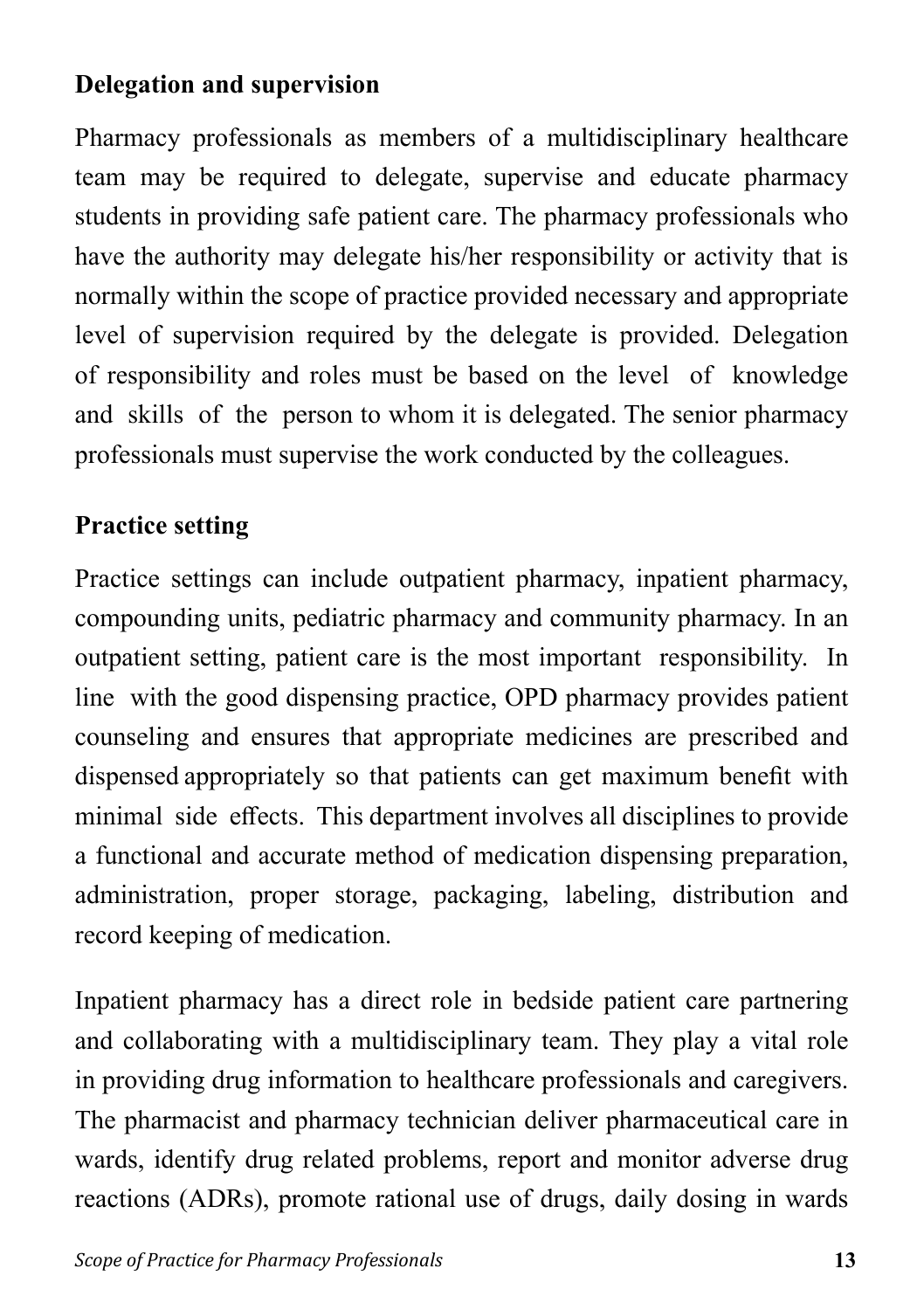### Delegation and supervision

Pharmacy professionals as members of a multidisciplinary healthcare team may be required to delegate, supervise and educate pharmacy students in providing safe patient care. The pharmacy professionals who have the authority may delegate his/her responsibility or activity that is normally within the scope of practice provided necessary and appropriate level of supervision required by the delegate is provided. Delegation of responsibility and roles must be based on the level of knowledge and skills of the person to whom it is delegated. The senior pharmacy professionals must supervise the work conducted by the colleagues.

### Practice setting

Practice settings can include outpatient pharmacy, inpatient pharmacy, compounding units, pediatric pharmacy and community pharmacy. In an outpatient setting, patient care is the most important responsibility. In line with the good dispensing practice, OPD pharmacy provides patient counseling and ensures that appropriate medicines are prescribed and dispensed appropriately so that patients can get maximum benefit with minimal side effects. This department involves all disciplines to provide a functional and accurate method of medication dispensing preparation, administration, proper storage, packaging, labeling, distribution and record keeping of medication.

Inpatient pharmacy has a direct role in bedside patient care partnering and collaborating with a multidisciplinary team. They play a vital role in providing drug information to healthcare professionals and caregivers. The pharmacist and pharmacy technician deliver pharmaceutical care in wards, identify drug related problems, report and monitor adverse drug reactions (ADRs), promote rational use of drugs, daily dosing in wards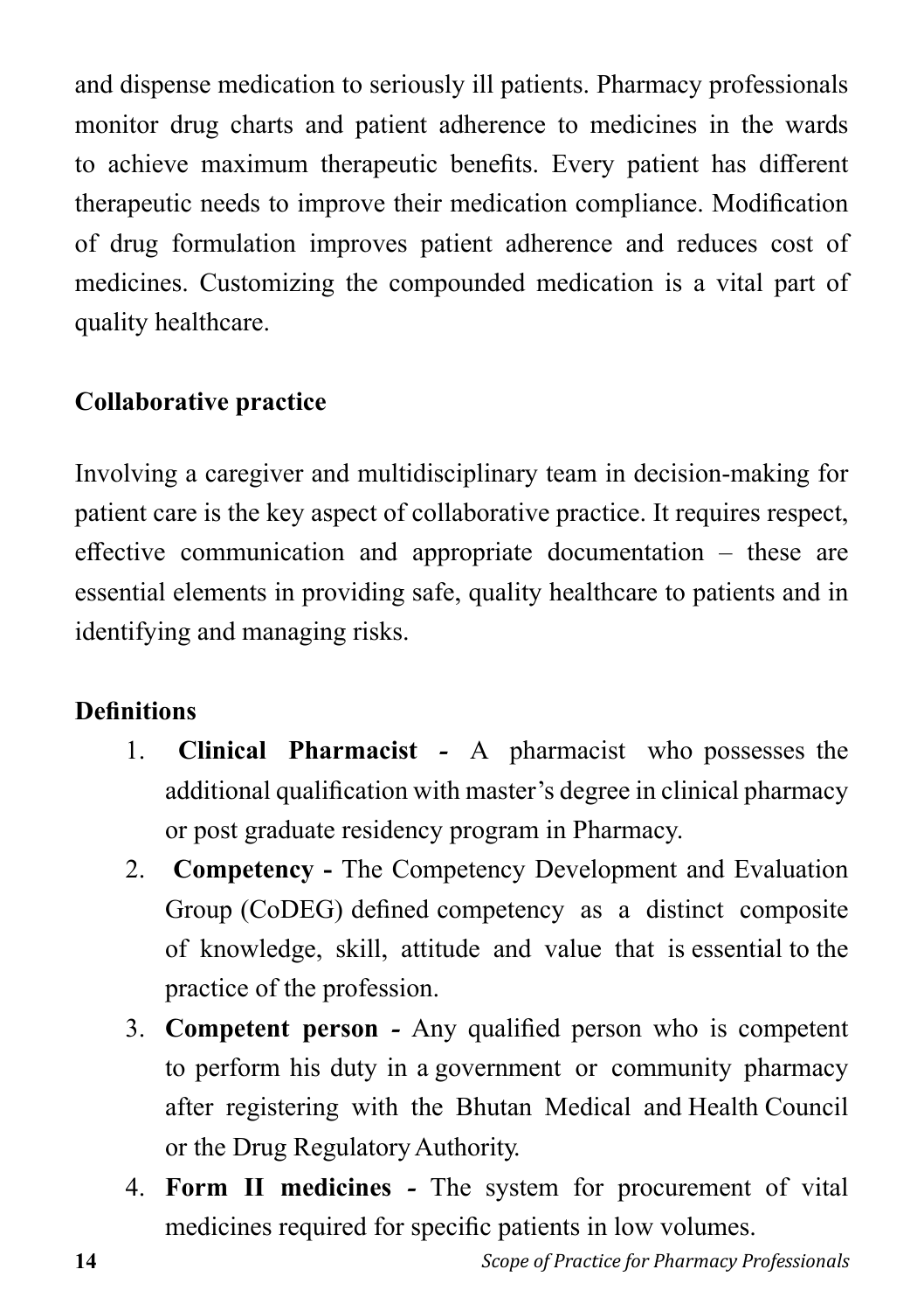and dispense medication to seriously ill patients. Pharmacy professionals monitor drug charts and patient adherence to medicines in the wards to achieve maximum therapeutic benefits. Every patient has different therapeutic needs to improve their medication compliance. Modification of drug formulation improves patient adherence and reduces cost of medicines. Customizing the compounded medication is a vital part of quality healthcare.

**Collaborative practice**

Involving a caregiver and multidisciplinary team in decision-making for patient care is the key aspect of collaborative practice. It requires respect, effective communication and appropriate documentation – these are essential elements in providing safe, quality healthcare to patients and in identifying and managing risks.

**Definitions**

1. **Clinical Pharmacist -** A pharmacist who possesses the additional qualification with master's degree in clinical pharmacy or post graduate residency program in Pharmacy.
2. **Competency -** The Competency Development and Evaluation Group (CoDEG) defined competency as a distinct composite of knowledge, skill, attitude and value that is essential to the practice of the profession.
3. **Competent person -** Any qualified person who is competent to perform his duty in a government or community pharmacy after registering with the Bhutan Medical and Health Council or the Drug Regulatory Authority.
4. **Form II medicines -** The system for procurement of vital medicines required for specific patients in low volumes.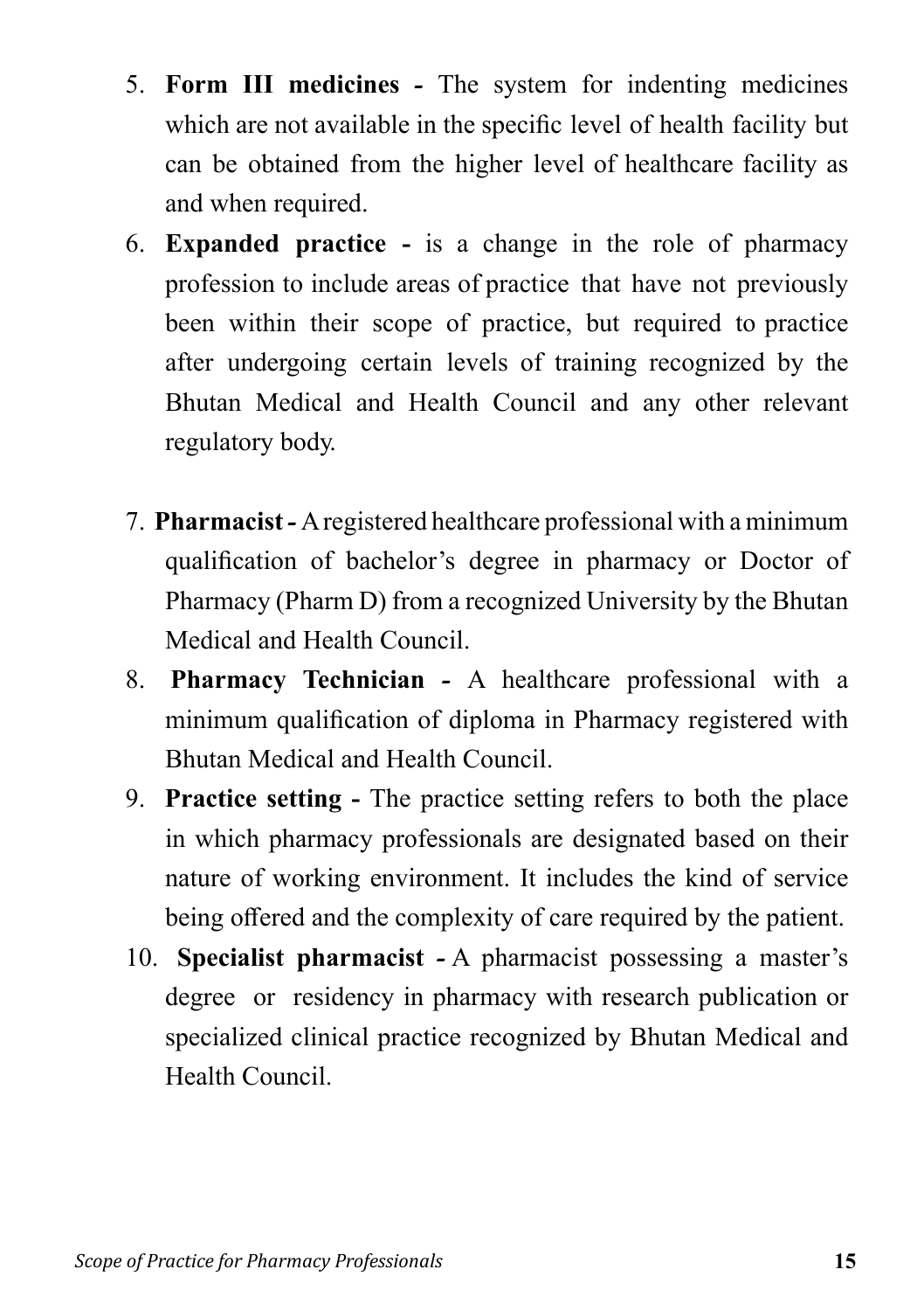5. **Form III medicines -** The system for indenting medicines which are not available in the specific level of health facility but can be obtained from the higher level of healthcare facility as and when required.
6. **Expanded practice -** is a change in the role of pharmacy profession to include areas of practice that have not previously been within their scope of practice, but required to practice after undergoing certain levels of training recognized by the Bhutan Medical and Health Council and any other relevant regulatory body.
7. **Pharmacist -** A registered healthcare professional with a minimum qualification of bachelor's degree in pharmacy or Doctor of Pharmacy (Pharm D) from a recognized University by the Bhutan Medical and Health Council.
8. **Pharmacy Technician -** A healthcare professional with a minimum qualification of diploma in Pharmacy registered with Bhutan Medical and Health Council.
9. **Practice setting -** The practice setting refers to both the place in which pharmacy professionals are designated based on their nature of working environment. It includes the kind of service being offered and the complexity of care required by the patient.
10. **Specialist pharmacist -** A pharmacist possessing a master's degree or residency in pharmacy with research publication or specialized clinical practice recognized by Bhutan Medical and Health Council.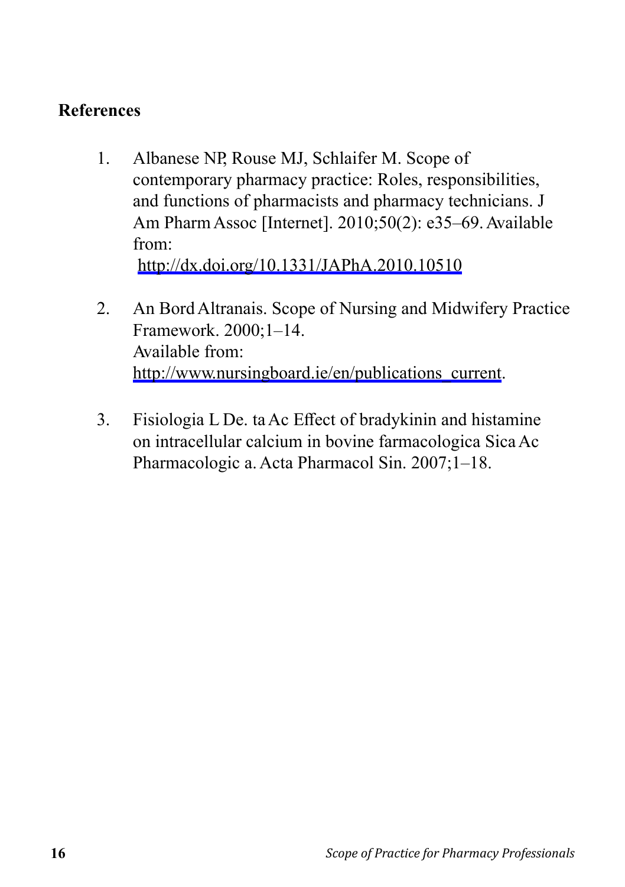## References

1. Albanese NP, Rouse MJ, Schlaifer M. Scope of contemporary pharmacy practice: Roles, responsibilities, and functions of pharmacists and pharmacy technicians. J Am Pharm Assoc [Internet]. 2010;50(2): e35–69. Available from: http://dx.doi.org/10.1331/JAPhA.2010.10510

2. An Bord Altranais. Scope of Nursing and Midwifery Practice Framework. 2000;1–14. Available from: http://www.nursingboard.ie/en/publications_current.

3. Fisiologia L De. ta Ac Effect of bradykinin and histamine on intracellular calcium in bovine farmacologica Sica Ac Pharmacologic a. Acta Pharmacol Sin. 2007;1–18.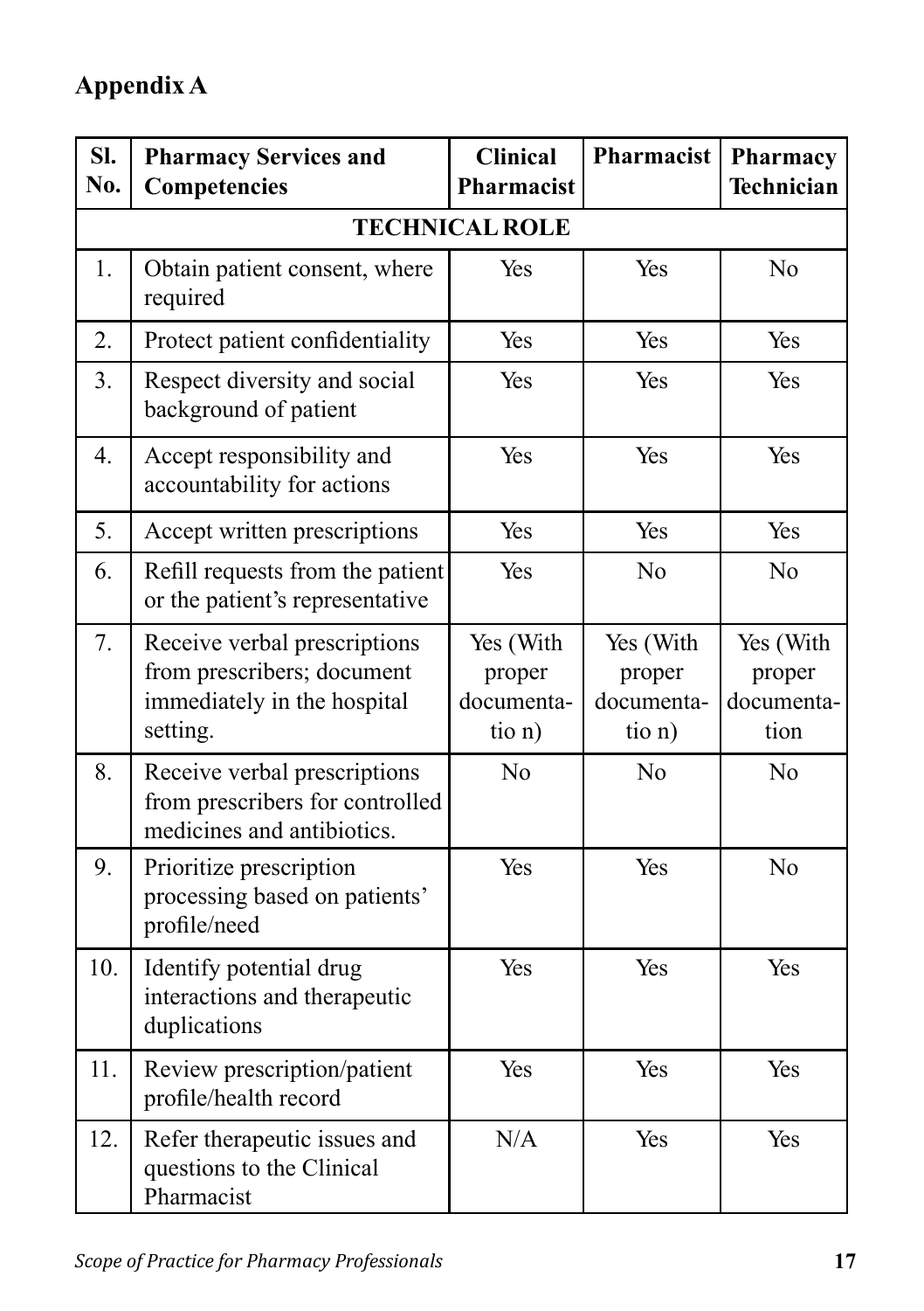## Appendix A

| Sl. No. | Pharmacy Services and Competencies | Clinical Pharmacist | Pharmacist | Pharmacy Technician |
|---|---|---|---|---|
| **TECHNICAL ROLE** | | | | |
| 1. | Obtain patient consent, where required | Yes | Yes | No |
| 2. | Protect patient confidentiality | Yes | Yes | Yes |
| 3. | Respect diversity and social background of patient | Yes | Yes | Yes |
| 4. | Accept responsibility and accountability for actions | Yes | Yes | Yes |
| 5. | Accept written prescriptions | Yes | Yes | Yes |
| 6. | Refill requests from the patient or the patient's representative | Yes | No | No |
| 7. | Receive verbal prescriptions from prescribers; document immediately in the hospital setting. | Yes (With proper documentation) | Yes (With proper documentation) | Yes (With proper documentation |
| 8. | Receive verbal prescriptions from prescribers for controlled medicines and antibiotics. | No | No | No |
| 9. | Prioritize prescription processing based on patients' profile/need | Yes | Yes | No |
| 10. | Identify potential drug interactions and therapeutic duplications | Yes | Yes | Yes |
| 11. | Review prescription/patient profile/health record | Yes | Yes | Yes |
| 12. | Refer therapeutic issues and questions to the Clinical Pharmacist | N/A | Yes | Yes |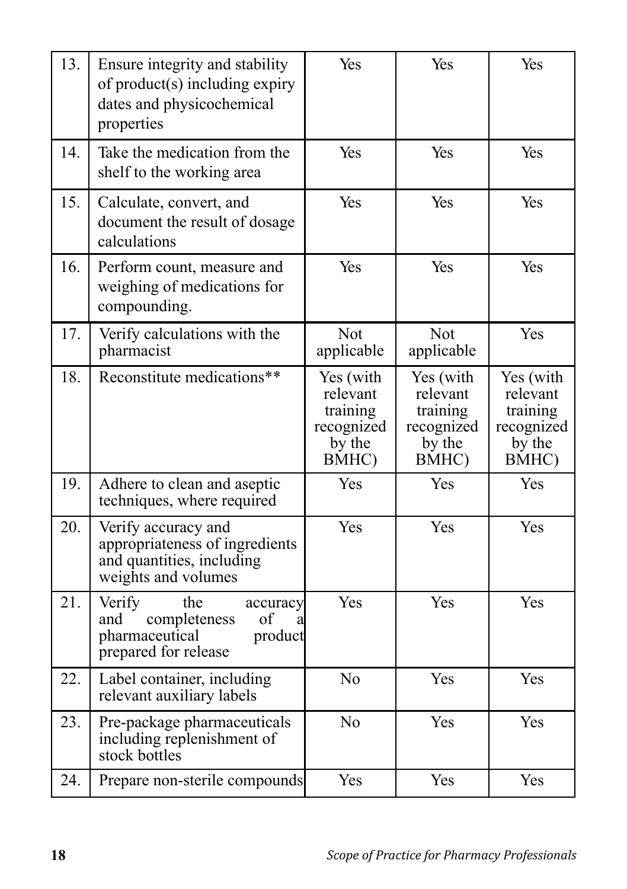| 13. | Ensure integrity and stability of product(s) including expiry dates and physicochemical properties | Yes | Yes | Yes |
|---|---|---|---|---|
| 14. | Take the medication from the shelf to the working area | Yes | Yes | Yes |
| 15. | Calculate, convert, and document the result of dosage calculations | Yes | Yes | Yes |
| 16. | Perform count, measure and weighing of medications for compounding. | Yes | Yes | Yes |
| 17. | Verify calculations with the pharmacist | Not applicable | Not applicable | Yes |
| 18. | Reconstitute medications** | Yes (with relevant training recognized by the BMHC) | Yes (with relevant training recognized by the BMHC) | Yes (with relevant training recognized by the BMHC) |
| 19. | Adhere to clean and aseptic techniques, where required | Yes | Yes | Yes |
| 20. | Verify accuracy and appropriateness of ingredients and quantities, including weights and volumes | Yes | Yes | Yes |
| 21. | Verify the accuracy and completeness of a pharmaceutical product prepared for release | Yes | Yes | Yes |
| 22. | Label container, including relevant auxiliary labels | No | Yes | Yes |
| 23. | Pre-package pharmaceuticals including replenishment of stock bottles | No | Yes | Yes |
| 24. | Prepare non-sterile compounds | Yes | Yes | Yes |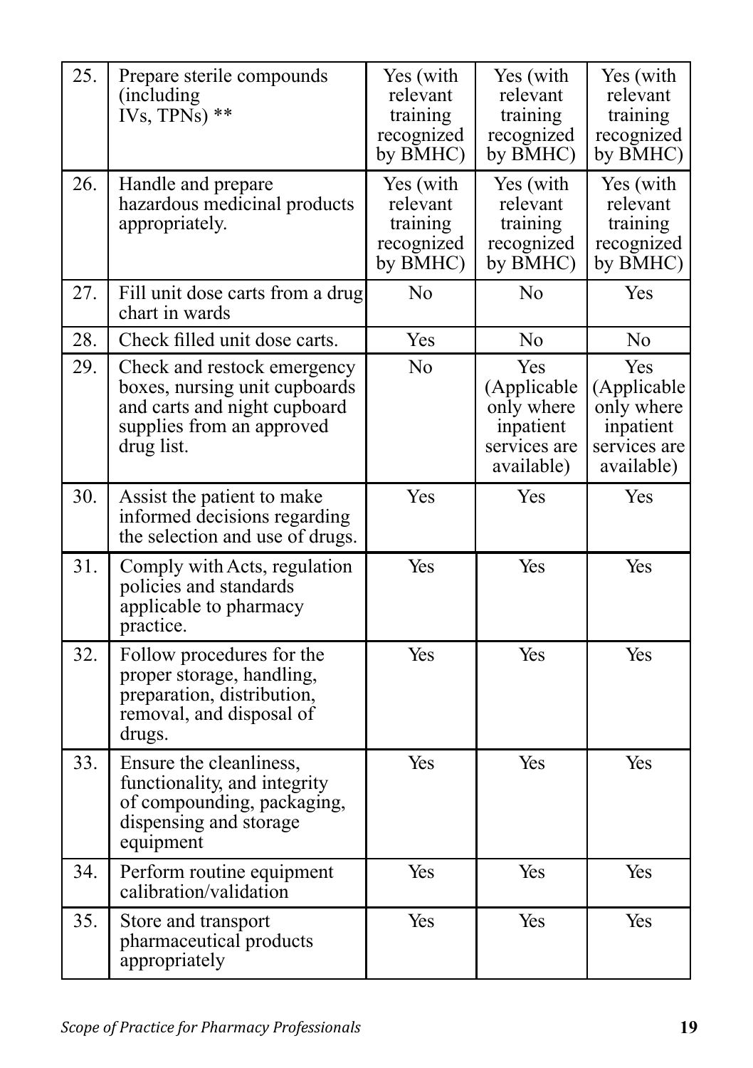| | | | | |
|---|---|---|---|---|
| 25. | Prepare sterile compounds (including IVs, TPNs) ** | Yes (with relevant training recognized by BMHC) | Yes (with relevant training recognized by BMHC) | Yes (with relevant training recognized by BMHC) |
| 26. | Handle and prepare hazardous medicinal products appropriately. | Yes (with relevant training recognized by BMHC) | Yes (with relevant training recognized by BMHC) | Yes (with relevant training recognized by BMHC) |
| 27. | Fill unit dose carts from a drug chart in wards | No | No | Yes |
| 28. | Check filled unit dose carts. | Yes | No | No |
| 29. | Check and restock emergency boxes, nursing unit cupboards and carts and night cupboard supplies from an approved drug list. | No | Yes (Applicable only where inpatient services are available) | Yes (Applicable only where inpatient services are available) |
| 30. | Assist the patient to make informed decisions regarding the selection and use of drugs. | Yes | Yes | Yes |
| 31. | Comply with Acts, regulation policies and standards applicable to pharmacy practice. | Yes | Yes | Yes |
| 32. | Follow procedures for the proper storage, handling, preparation, distribution, removal, and disposal of drugs. | Yes | Yes | Yes |
| 33. | Ensure the cleanliness, functionality, and integrity of compounding, packaging, dispensing and storage equipment | Yes | Yes | Yes |
| 34. | Perform routine equipment calibration/validation | Yes | Yes | Yes |
| 35. | Store and transport pharmaceutical products appropriately | Yes | Yes | Yes |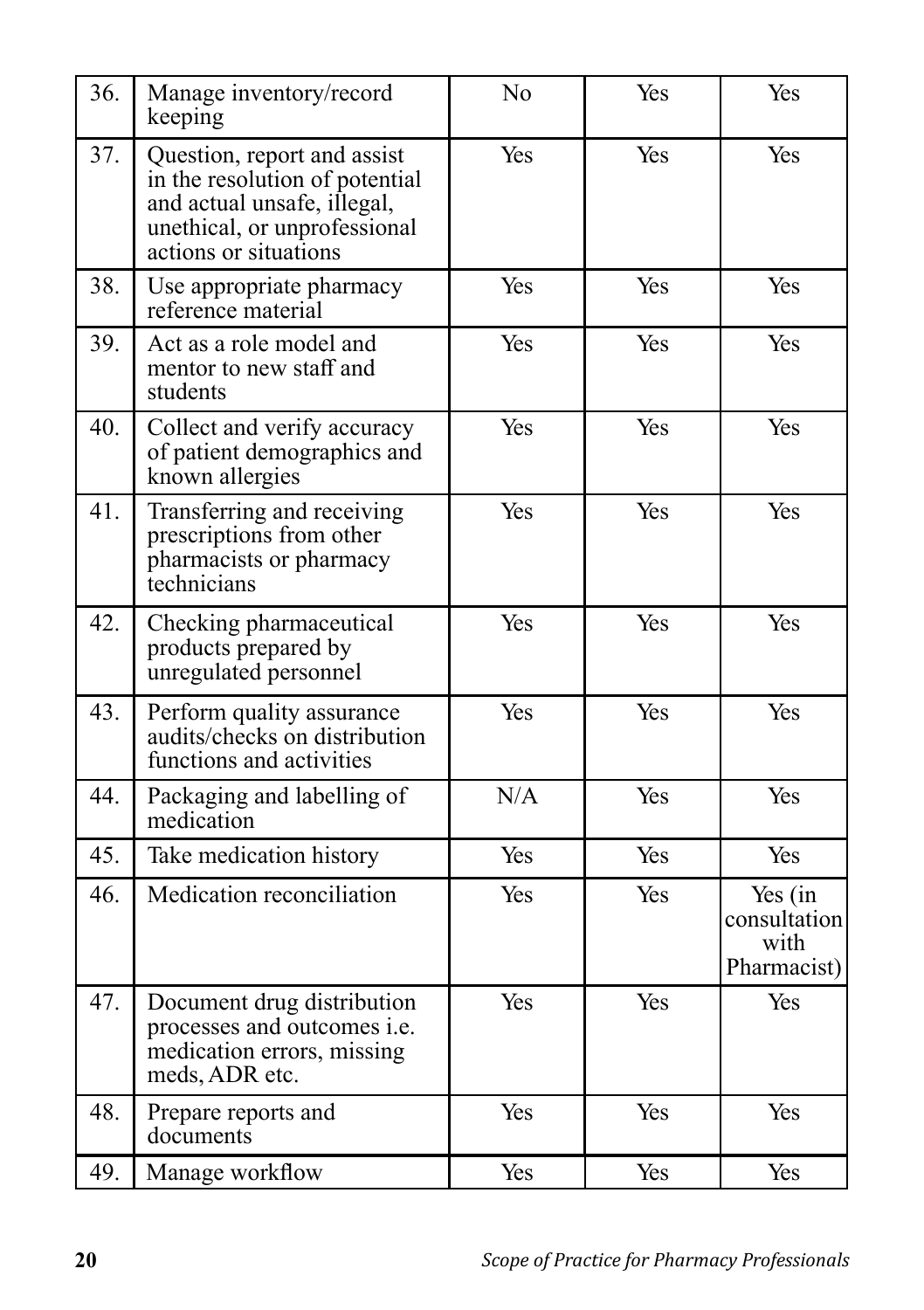| | | | | |
|---|---|---|---|---|
| 36. | Manage inventory/record keeping | No | Yes | Yes |
| 37. | Question, report and assist in the resolution of potential and actual unsafe, illegal, unethical, or unprofessional actions or situations | Yes | Yes | Yes |
| 38. | Use appropriate pharmacy reference material | Yes | Yes | Yes |
| 39. | Act as a role model and mentor to new staff and students | Yes | Yes | Yes |
| 40. | Collect and verify accuracy of patient demographics and known allergies | Yes | Yes | Yes |
| 41. | Transferring and receiving prescriptions from other pharmacists or pharmacy technicians | Yes | Yes | Yes |
| 42. | Checking pharmaceutical products prepared by unregulated personnel | Yes | Yes | Yes |
| 43. | Perform quality assurance audits/checks on distribution functions and activities | Yes | Yes | Yes |
| 44. | Packaging and labelling of medication | N/A | Yes | Yes |
| 45. | Take medication history | Yes | Yes | Yes |
| 46. | Medication reconciliation | Yes | Yes | Yes (in consultation with Pharmacist) |
| 47. | Document drug distribution processes and outcomes i.e. medication errors, missing meds, ADR etc. | Yes | Yes | Yes |
| 48. | Prepare reports and documents | Yes | Yes | Yes |
| 49. | Manage workflow | Yes | Yes | Yes |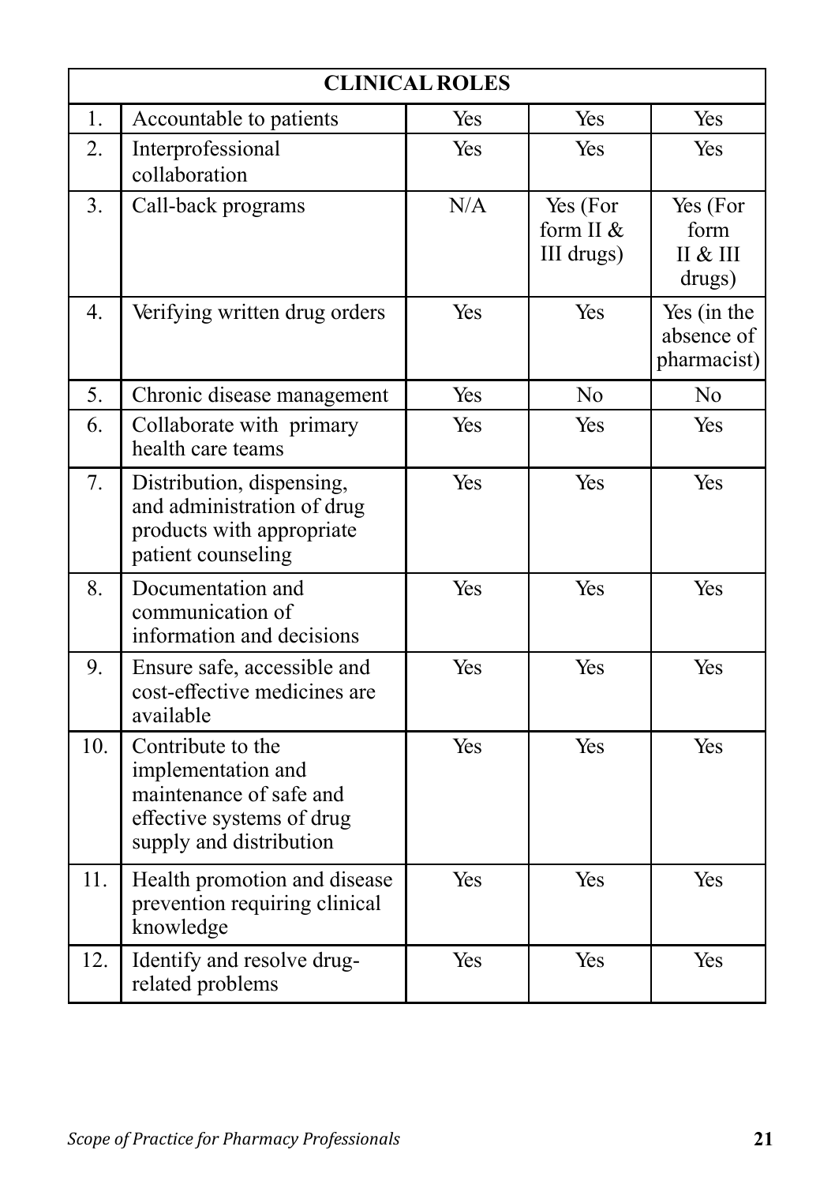| CLINICAL ROLES | | | | |
|---|---|---|---|---|
| 1. | Accountable to patients | Yes | Yes | Yes |
| 2. | Interprofessional collaboration | Yes | Yes | Yes |
| 3. | Call-back programs | N/A | Yes (For form II & III drugs) | Yes (For form II & III drugs) |
| 4. | Verifying written drug orders | Yes | Yes | Yes (in the absence of pharmacist) |
| 5. | Chronic disease management | Yes | No | No |
| 6. | Collaborate with primary health care teams | Yes | Yes | Yes |
| 7. | Distribution, dispensing, and administration of drug products with appropriate patient counseling | Yes | Yes | Yes |
| 8. | Documentation and communication of information and decisions | Yes | Yes | Yes |
| 9. | Ensure safe, accessible and cost-effective medicines are available | Yes | Yes | Yes |
| 10. | Contribute to the implementation and maintenance of safe and effective systems of drug supply and distribution | Yes | Yes | Yes |
| 11. | Health promotion and disease prevention requiring clinical knowledge | Yes | Yes | Yes |
| 12. | Identify and resolve drug-related problems | Yes | Yes | Yes |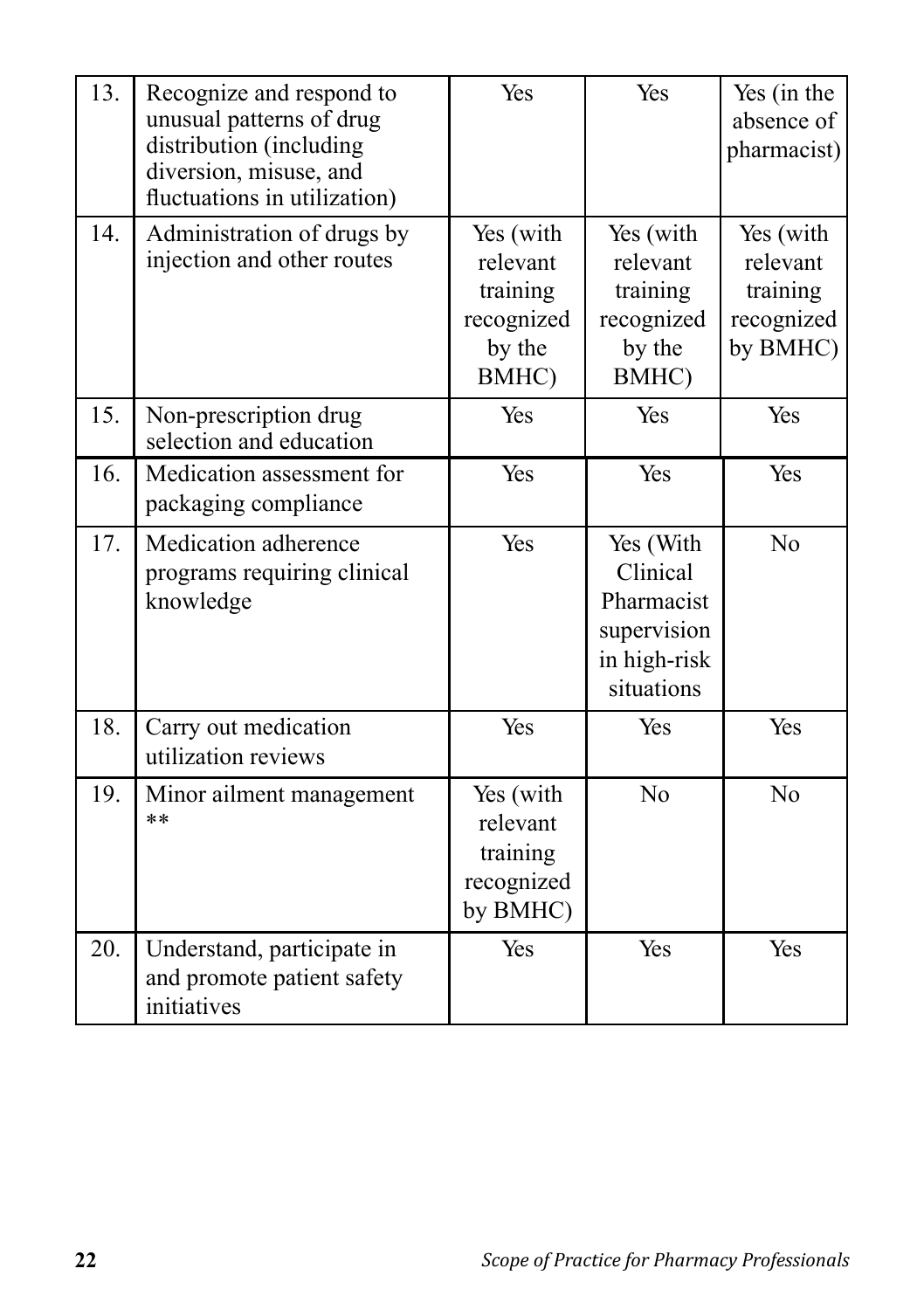| 13. | Recognize and respond to unusual patterns of drug distribution (including diversion, misuse, and fluctuations in utilization) | Yes | Yes | Yes (in the absence of pharmacist) |
|---|---|---|---|---|
| 14. | Administration of drugs by injection and other routes | Yes (with relevant training recognized by the BMHC) | Yes (with relevant training recognized by the BMHC) | Yes (with relevant training recognized by BMHC) |
| 15. | Non-prescription drug selection and education | Yes | Yes | Yes |
| 16. | Medication assessment for packaging compliance | Yes | Yes | Yes |
| 17. | Medication adherence programs requiring clinical knowledge | Yes | Yes (With Clinical Pharmacist supervision in high-risk situations | No |
| 18. | Carry out medication utilization reviews | Yes | Yes | Yes |
| 19. | Minor ailment management ** | Yes (with relevant training recognized by BMHC) | No | No |
| 20. | Understand, participate in and promote patient safety initiatives | Yes | Yes | Yes |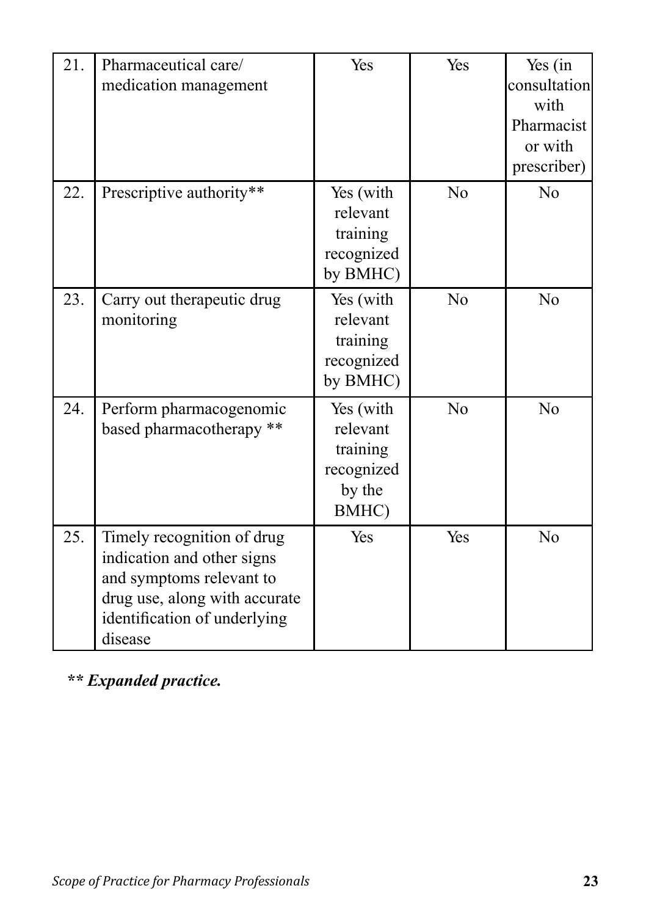| | | | | |
|---|---|---|---|---|
| 21. | Pharmaceutical care/ medication management | Yes | Yes | Yes (in consultation with Pharmacist or with prescriber) |
| 22. | Prescriptive authority** | Yes (with relevant training recognized by BMHC) | No | No |
| 23. | Carry out therapeutic drug monitoring | Yes (with relevant training recognized by BMHC) | No | No |
| 24. | Perform pharmacogenomic based pharmacotherapy ** | Yes (with relevant training recognized by the BMHC) | No | No |
| 25. | Timely recognition of drug indication and other signs and symptoms relevant to drug use, along with accurate identification of underlying disease | Yes | Yes | No |

***** Expanded practice.***